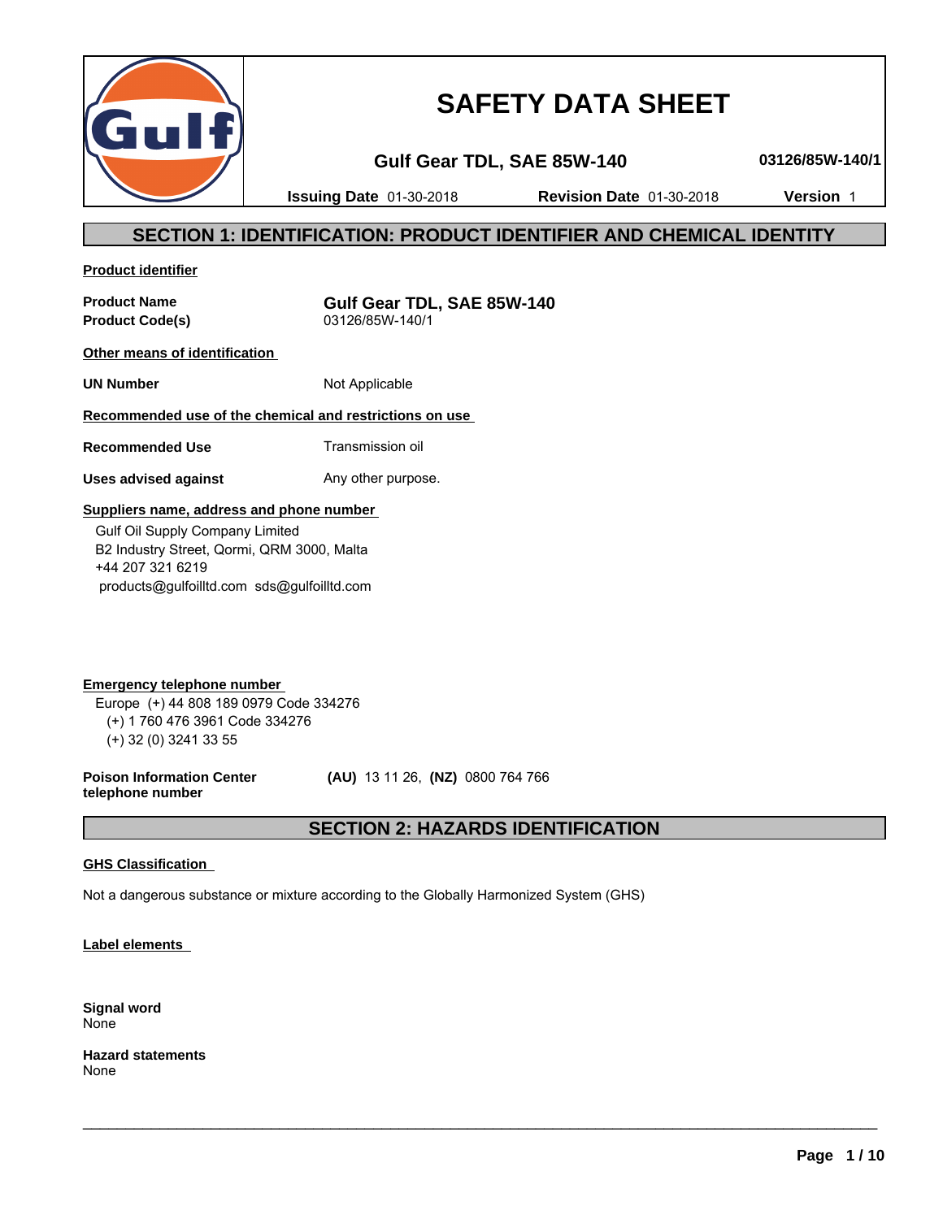# SAFETY DATA SHEET

**Gulf Gear TDL, SAE 85W-140** **03126/85W-140/1**

**Issuing Date** 01-30-2018 **Revision Date** 01-30-2018 **Version** 1

## SECTION 1: IDENTIFICATION: PRODUCT IDENTIFIER AND CHEMICAL IDENTITY

**Product identifier**

| | |
|---|---|
| **Product Name** | **Gulf Gear TDL, SAE 85W-140** |
| **Product Code(s)** | 03126/85W-140/1 |

**Other means of identification**

| | |
|---|---|
| **UN Number** | Not Applicable |

**Recommended use of the chemical and restrictions on use**

| | |
|---|---|
| **Recommended Use** | Transmission oil |
| **Uses advised against** | Any other purpose. |

**Suppliers name, address and phone number**

Gulf Oil Supply Company Limited
B2 Industry Street, Qormi, QRM 3000, Malta
+44 207 321 6219
products@gulfoilltd.com sds@gulfoilltd.com

**Emergency telephone number**

Europe (+) 44 808 189 0979 Code 334276
(+) 1 760 476 3961 Code 334276
(+) 32 (0) 3241 33 55

**Poison Information Center telephone number** **(AU)** 13 11 26, **(NZ)** 0800 764 766

## SECTION 2: HAZARDS IDENTIFICATION

**GHS Classification**

Not a dangerous substance or mixture according to the Globally Harmonized System (GHS)

**Label elements**

**Signal word**
None

**Hazard statements**
None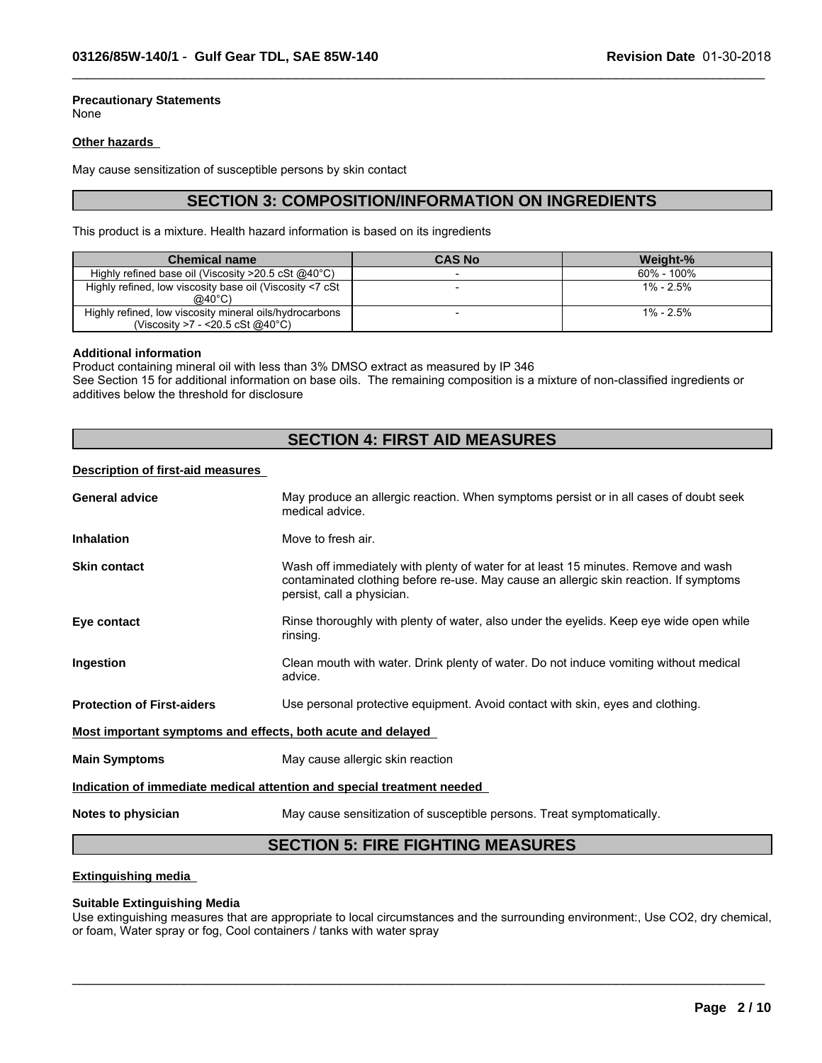**Precautionary Statements**
None

**Other hazards**

May cause sensitization of susceptible persons by skin contact

## SECTION 3: COMPOSITION/INFORMATION ON INGREDIENTS

This product is a mixture. Health hazard information is based on its ingredients

| Chemical name | CAS No | Weight-% |
|---|---|---|
| Highly refined base oil (Viscosity >20.5 cSt @40°C) | - | 60% - 100% |
| Highly refined, low viscosity base oil (Viscosity <7 cSt @40°C) | - | 1% - 2.5% |
| Highly refined, low viscosity mineral oils/hydrocarbons (Viscosity >7 - <20.5 cSt @40°C) | - | 1% - 2.5% |

**Additional information**
Product containing mineral oil with less than 3% DMSO extract as measured by IP 346
See Section 15 for additional information on base oils. The remaining composition is a mixture of non-classified ingredients or additives below the threshold for disclosure

## SECTION 4: FIRST AID MEASURES

**Description of first-aid measures**

**General advice** May produce an allergic reaction. When symptoms persist or in all cases of doubt seek medical advice.

**Inhalation** Move to fresh air.

**Skin contact** Wash off immediately with plenty of water for at least 15 minutes. Remove and wash contaminated clothing before re-use. May cause an allergic skin reaction. If symptoms persist, call a physician.

**Eye contact** Rinse thoroughly with plenty of water, also under the eyelids. Keep eye wide open while rinsing.

**Ingestion** Clean mouth with water. Drink plenty of water. Do not induce vomiting without medical advice.

**Protection of First-aiders** Use personal protective equipment. Avoid contact with skin, eyes and clothing.

**Most important symptoms and effects, both acute and delayed**

**Main Symptoms** May cause allergic skin reaction

**Indication of immediate medical attention and special treatment needed**

**Notes to physician** May cause sensitization of susceptible persons. Treat symptomatically.

## SECTION 5: FIRE FIGHTING MEASURES

**Extinguishing media**

**Suitable Extinguishing Media**
Use extinguishing measures that are appropriate to local circumstances and the surrounding environment:, Use $CO_2$, dry chemical, or foam, Water spray or fog, Cool containers / tanks with water spray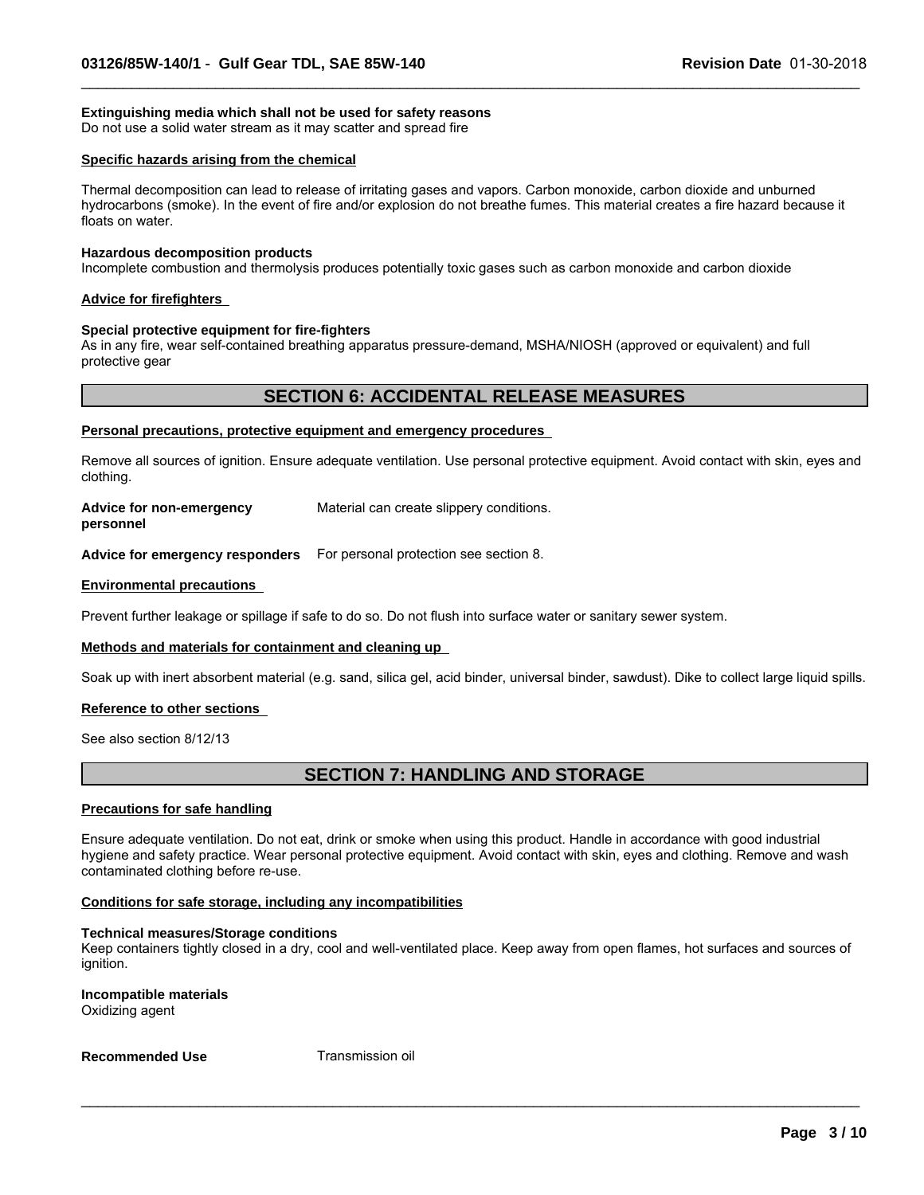**Extinguishing media which shall not be used for safety reasons**
Do not use a solid water stream as it may scatter and spread fire

**Specific hazards arising from the chemical**

Thermal decomposition can lead to release of irritating gases and vapors. Carbon monoxide, carbon dioxide and unburned hydrocarbons (smoke). In the event of fire and/or explosion do not breathe fumes. This material creates a fire hazard because it floats on water.

**Hazardous decomposition products**
Incomplete combustion and thermolysis produces potentially toxic gases such as carbon monoxide and carbon dioxide

**Advice for firefighters**

**Special protective equipment for fire-fighters**
As in any fire, wear self-contained breathing apparatus pressure-demand, MSHA/NIOSH (approved or equivalent) and full protective gear

## SECTION 6: ACCIDENTAL RELEASE MEASURES

**Personal precautions, protective equipment and emergency procedures**

Remove all sources of ignition. Ensure adequate ventilation. Use personal protective equipment. Avoid contact with skin, eyes and clothing.

**Advice for non-emergency personnel** Material can create slippery conditions.

**Advice for emergency responders** For personal protection see section 8.

**Environmental precautions**

Prevent further leakage or spillage if safe to do so. Do not flush into surface water or sanitary sewer system.

**Methods and materials for containment and cleaning up**

Soak up with inert absorbent material (e.g. sand, silica gel, acid binder, universal binder, sawdust). Dike to collect large liquid spills.

**Reference to other sections**

See also section 8/12/13

## SECTION 7: HANDLING AND STORAGE

**Precautions for safe handling**

Ensure adequate ventilation. Do not eat, drink or smoke when using this product. Handle in accordance with good industrial hygiene and safety practice. Wear personal protective equipment. Avoid contact with skin, eyes and clothing. Remove and wash contaminated clothing before re-use.

**Conditions for safe storage, including any incompatibilities**

**Technical measures/Storage conditions**
Keep containers tightly closed in a dry, cool and well-ventilated place. Keep away from open flames, hot surfaces and sources of ignition.

**Incompatible materials**
Oxidizing agent

**Recommended Use** Transmission oil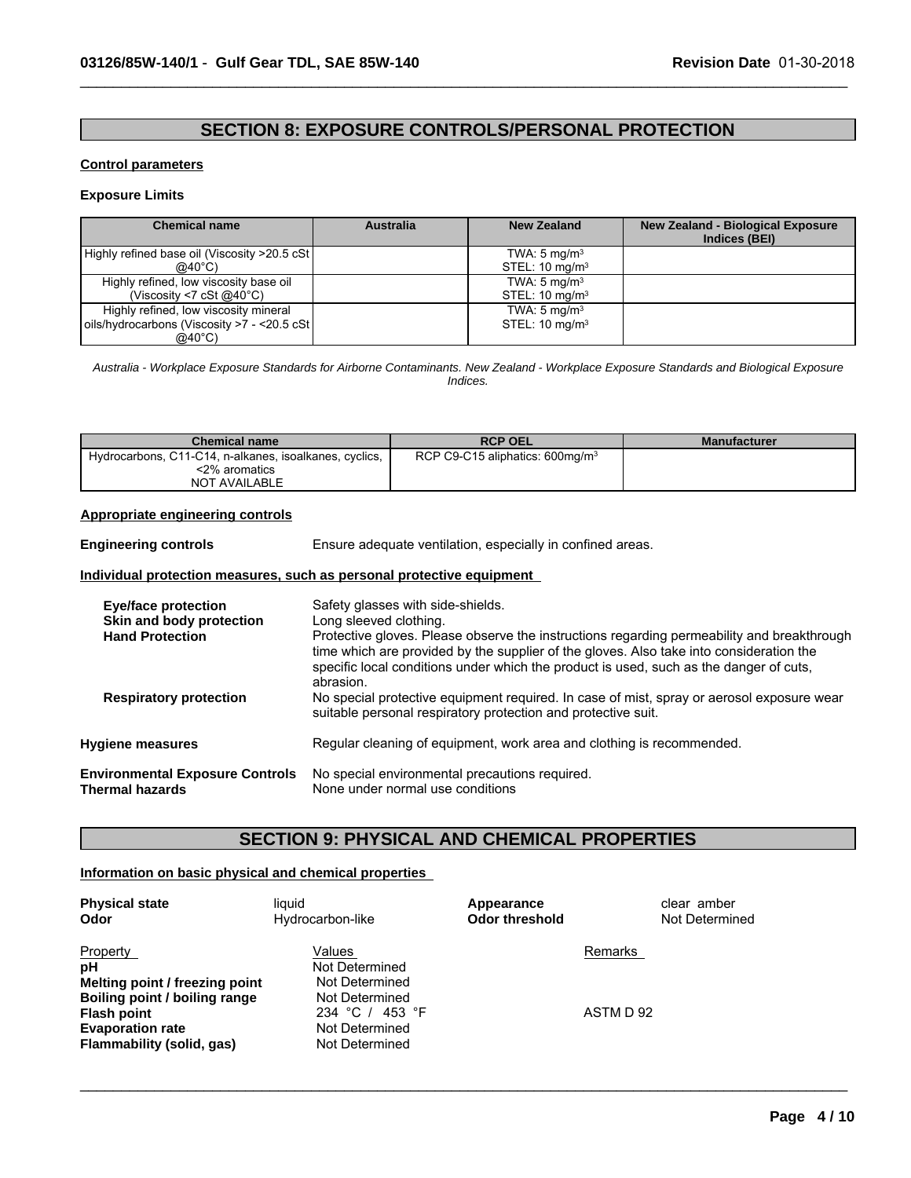## SECTION 8: EXPOSURE CONTROLS/PERSONAL PROTECTION

**Control parameters**

**Exposure Limits**

| Chemical name | Australia | New Zealand | New Zealand - Biological Exposure Indices (BEI) |
|---|---|---|---|
| Highly refined base oil (Viscosity >20.5 cSt @40°C) | | TWA: 5 mg/m$^3$<br>STEL: 10 mg/m$^3$ | |
| Highly refined, low viscosity base oil (Viscosity <7 cSt @40°C) | | TWA: 5 mg/m$^3$<br>STEL: 10 mg/m$^3$ | |
| Highly refined, low viscosity mineral oils/hydrocarbons (Viscosity >7 - <20.5 cSt @40°C) | | TWA: 5 mg/m$^3$<br>STEL: 10 mg/m$^3$ | |

*Australia - Workplace Exposure Standards for Airborne Contaminants. New Zealand - Workplace Exposure Standards and Biological Exposure Indices.*

| Chemical name | RCP OEL | Manufacturer |
|---|---|---|
| Hydrocarbons, C11-C14, n-alkanes, isoalkanes, cyclics, <2% aromatics<br>NOT AVAILABLE | RCP C9-C15 aliphatics: 600mg/m$^3$ | |

**Appropriate engineering controls**

**Engineering controls** Ensure adequate ventilation, especially in confined areas.

**Individual protection measures, such as personal protective equipment**

**Eye/face protection** Safety glasses with side-shields.

**Skin and body protection** Long sleeved clothing.

**Hand Protection** Protective gloves. Please observe the instructions regarding permeability and breakthrough time which are provided by the supplier of the gloves. Also take into consideration the specific local conditions under which the product is used, such as the danger of cuts, abrasion.

**Respiratory protection** No special protective equipment required. In case of mist, spray or aerosol exposure wear suitable personal respiratory protection and protective suit.

**Hygiene measures** Regular cleaning of equipment, work area and clothing is recommended.

**Environmental Exposure Controls** No special environmental precautions required.

**Thermal hazards** None under normal use conditions

## SECTION 9: PHYSICAL AND CHEMICAL PROPERTIES

**Information on basic physical and chemical properties**

**Physical state** liquid

**Appearance** clear amber

**Odor** Hydrocarbon-like

**Odor threshold** Not Determined

| Property | Values | Remarks |
|---|---|---|
| **pH** | Not Determined | |
| **Melting point / freezing point** | Not Determined | |
| **Boiling point / boiling range** | Not Determined | |
| **Flash point** | 234 °C / 453 °F | ASTM D 92 |
| **Evaporation rate** | Not Determined | |
| **Flammability (solid, gas)** | Not Determined | |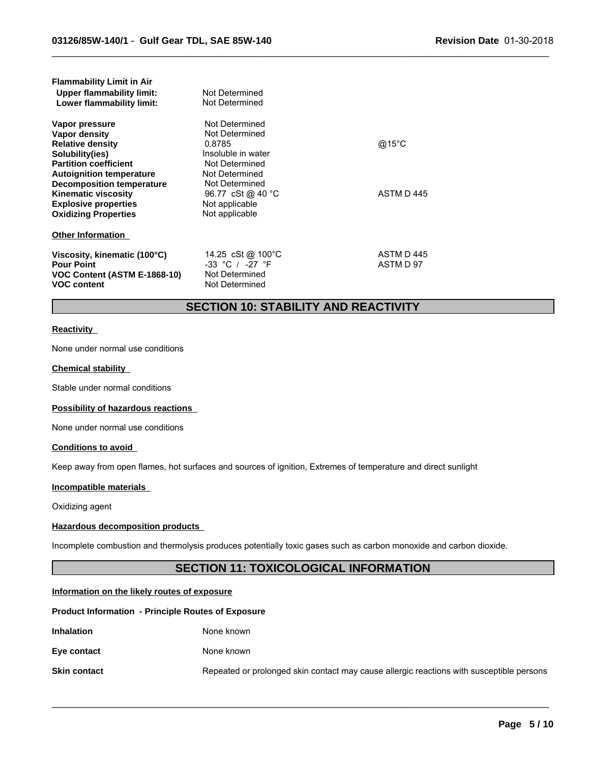**Flammability Limit in Air**

| | | |
|---|---|---|
| **Upper flammability limit:** | Not Determined | |
| **Lower flammability limit:** | Not Determined | |
| **Vapor pressure** | Not Determined | |
| **Vapor density** | Not Determined | |
| **Relative density** | 0.8785 | @15°C |
| **Solubility(ies)** | Insoluble in water | |
| **Partition coefficient** | Not Determined | |
| **Autoignition temperature** | Not Determined | |
| **Decomposition temperature** | Not Determined | |
| **Kinematic viscosity** | 96.77 cSt @ 40 °C | ASTM D 445 |
| **Explosive properties** | Not applicable | |
| **Oxidizing Properties** | Not applicable | |

**Other Information**

| | | |
|---|---|---|
| **Viscosity, kinematic (100°C)** | 14.25 cSt @ 100°C | ASTM D 445 |
| **Pour Point** | -33 °C / -27 °F | ASTM D 97 |
| **VOC Content (ASTM E-1868-10)** | Not Determined | |
| **VOC content** | Not Determined | |

## SECTION 10: STABILITY AND REACTIVITY

**Reactivity**

None under normal use conditions

**Chemical stability**

Stable under normal conditions

**Possibility of hazardous reactions**

None under normal use conditions

**Conditions to avoid**

Keep away from open flames, hot surfaces and sources of ignition, Extremes of temperature and direct sunlight

**Incompatible materials**

Oxidizing agent

**Hazardous decomposition products**

Incomplete combustion and thermolysis produces potentially toxic gases such as carbon monoxide and carbon dioxide.

## SECTION 11: TOXICOLOGICAL INFORMATION

**Information on the likely routes of exposure**

**Product Information - Principle Routes of Exposure**

| | |
|---|---|
| **Inhalation** | None known |
| **Eye contact** | None known |
| **Skin contact** | Repeated or prolonged skin contact may cause allergic reactions with susceptible persons |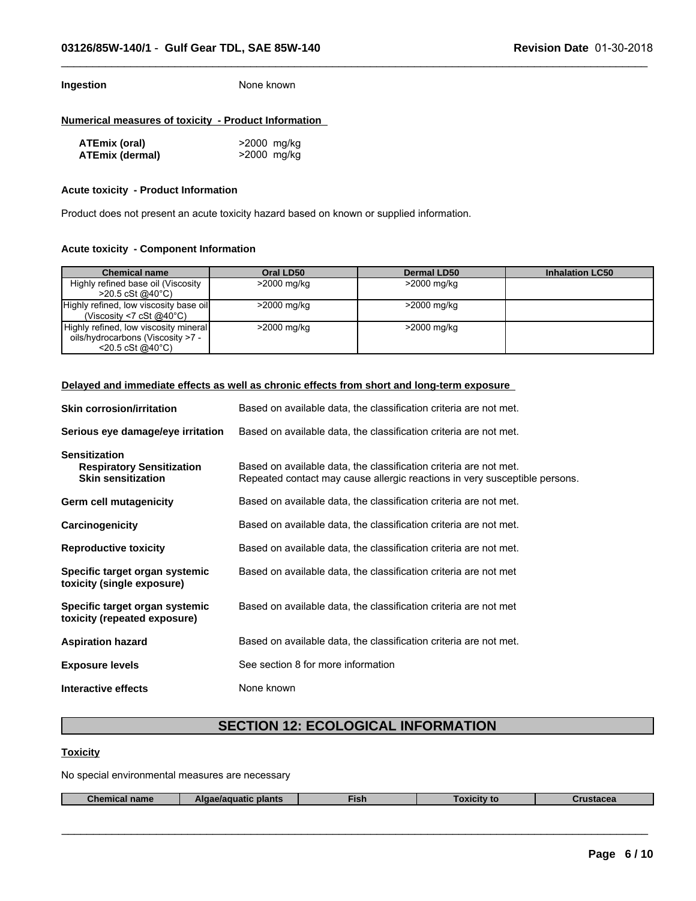**Ingestion** None known

**Numerical measures of toxicity - Product Information**

| | |
|---|---|
| **ATEmix (oral)** | >2000 mg/kg |
| **ATEmix (dermal)** | >2000 mg/kg |

**Acute toxicity - Product Information**

Product does not present an acute toxicity hazard based on known or supplied information.

**Acute toxicity - Component Information**

| Chemical name | Oral LD50 | Dermal LD50 | Inhalation LC50 |
|---|---|---|---|
| Highly refined base oil (Viscosity >20.5 cSt @40°C) | >2000 mg/kg | >2000 mg/kg | |
| Highly refined, low viscosity base oil (Viscosity <7 cSt @40°C) | >2000 mg/kg | >2000 mg/kg | |
| Highly refined, low viscosity mineral oils/hydrocarbons (Viscosity >7 - <20.5 cSt @40°C) | >2000 mg/kg | >2000 mg/kg | |

**Delayed and immediate effects as well as chronic effects from short and long-term exposure**

**Skin corrosion/irritation** Based on available data, the classification criteria are not met.

**Serious eye damage/eye irritation** Based on available data, the classification criteria are not met.

**Sensitization**

**Respiratory Sensitization** Based on available data, the classification criteria are not met.

**Skin sensitization** Repeated contact may cause allergic reactions in very susceptible persons.

**Germ cell mutagenicity** Based on available data, the classification criteria are not met.

**Carcinogenicity** Based on available data, the classification criteria are not met.

**Reproductive toxicity** Based on available data, the classification criteria are not met.

**Specific target organ systemic toxicity (single exposure)** Based on available data, the classification criteria are not met

**Specific target organ systemic toxicity (repeated exposure)** Based on available data, the classification criteria are not met

**Aspiration hazard** Based on available data, the classification criteria are not met.

**Exposure levels** See section 8 for more information

**Interactive effects** None known

## SECTION 12: ECOLOGICAL INFORMATION

**Toxicity**

No special environmental measures are necessary

| Chemical name | Algae/aquatic plants | Fish | Toxicity to | Crustacea |
|---|---|---|---|---|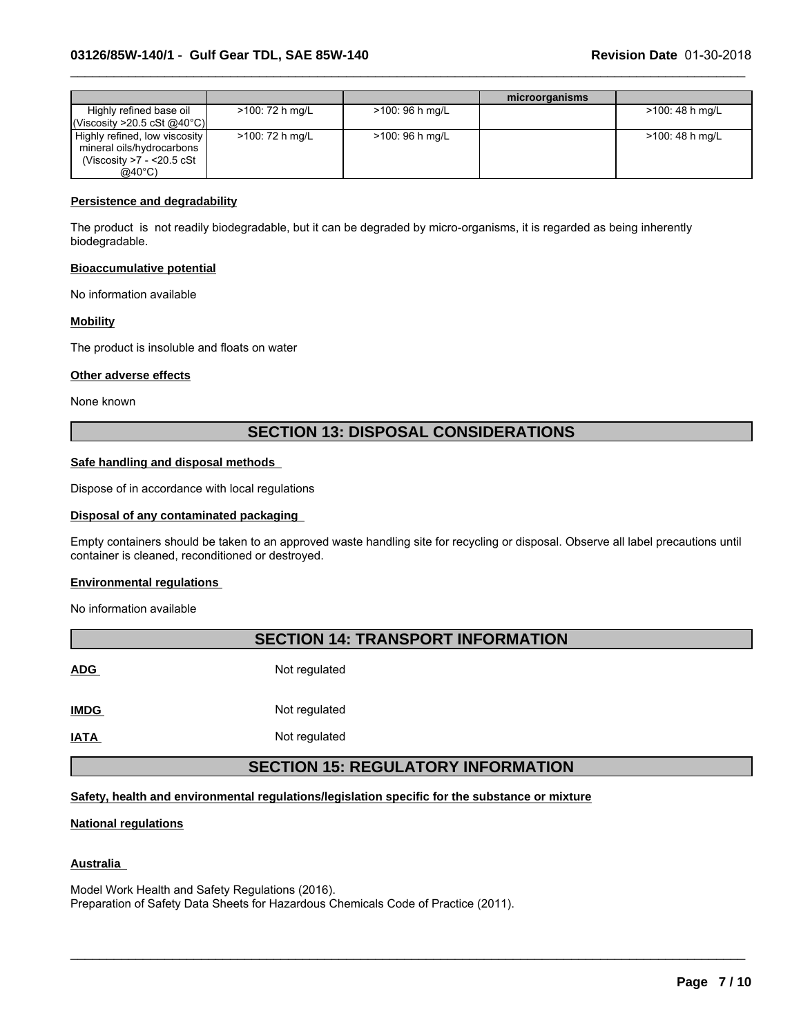| | | | microorganisms | |
|---|---|---|---|---|
| Highly refined base oil (Viscosity >20.5 cSt @40°C) | >100: 72 h mg/L | >100: 96 h mg/L | | >100: 48 h mg/L |
| Highly refined, low viscosity mineral oils/hydrocarbons (Viscosity >7 - <20.5 cSt @40°C) | >100: 72 h mg/L | >100: 96 h mg/L | | >100: 48 h mg/L |

**Persistence and degradability**

The product is not readily biodegradable, but it can be degraded by micro-organisms, it is regarded as being inherently biodegradable.

**Bioaccumulative potential**

No information available

**Mobility**

The product is insoluble and floats on water

**Other adverse effects**

None known

## SECTION 13: DISPOSAL CONSIDERATIONS

**Safe handling and disposal methods**

Dispose of in accordance with local regulations

**Disposal of any contaminated packaging**

Empty containers should be taken to an approved waste handling site for recycling or disposal. Observe all label precautions until container is cleaned, reconditioned or destroyed.

**Environmental regulations**

No information available

## SECTION 14: TRANSPORT INFORMATION

**ADG** Not regulated

**IMDG** Not regulated

**IATA** Not regulated

## SECTION 15: REGULATORY INFORMATION

**Safety, health and environmental regulations/legislation specific for the substance or mixture**

**National regulations**

**Australia**

Model Work Health and Safety Regulations (2016).
Preparation of Safety Data Sheets for Hazardous Chemicals Code of Practice (2011).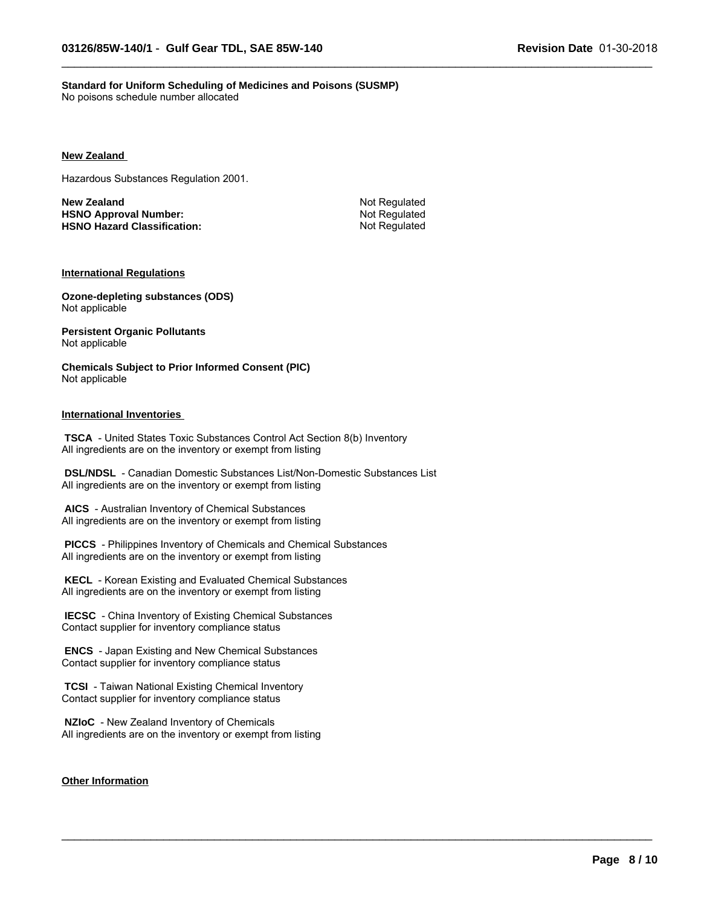**Standard for Uniform Scheduling of Medicines and Poisons (SUSMP)**
No poisons schedule number allocated

## New Zealand

Hazardous Substances Regulation 2001.

| | |
|---|---|
| **New Zealand** | Not Regulated |
| **HSNO Approval Number:** | Not Regulated |
| **HSNO Hazard Classification:** | Not Regulated |

## International Regulations

**Ozone-depleting substances (ODS)**
Not applicable

**Persistent Organic Pollutants**
Not applicable

**Chemicals Subject to Prior Informed Consent (PIC)**
Not applicable

## International Inventories

**TSCA** - United States Toxic Substances Control Act Section 8(b) Inventory
All ingredients are on the inventory or exempt from listing

**DSL/NDSL** - Canadian Domestic Substances List/Non-Domestic Substances List
All ingredients are on the inventory or exempt from listing

**AICS** - Australian Inventory of Chemical Substances
All ingredients are on the inventory or exempt from listing

**PICCS** - Philippines Inventory of Chemicals and Chemical Substances
All ingredients are on the inventory or exempt from listing

**KECL** - Korean Existing and Evaluated Chemical Substances
All ingredients are on the inventory or exempt from listing

**IECSC** - China Inventory of Existing Chemical Substances
Contact supplier for inventory compliance status

**ENCS** - Japan Existing and New Chemical Substances
Contact supplier for inventory compliance status

**TCSI** - Taiwan National Existing Chemical Inventory
Contact supplier for inventory compliance status

**NZIoC** - New Zealand Inventory of Chemicals
All ingredients are on the inventory or exempt from listing

## Other Information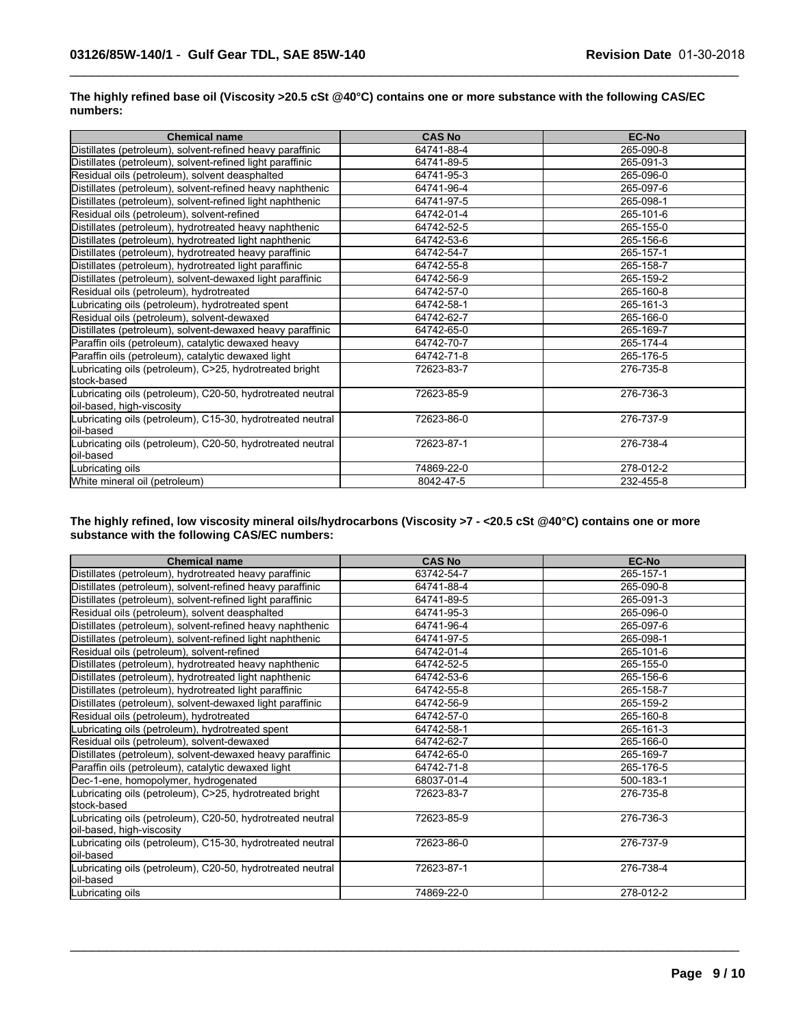**The highly refined base oil (Viscosity >20.5 cSt @40°C) contains one or more substance with the following CAS/EC numbers:**

| Chemical name | CAS No | EC-No |
|---|---|---|
| Distillates (petroleum), solvent-refined heavy paraffinic | 64741-88-4 | 265-090-8 |
| Distillates (petroleum), solvent-refined light paraffinic | 64741-89-5 | 265-091-3 |
| Residual oils (petroleum), solvent deasphalted | 64741-95-3 | 265-096-0 |
| Distillates (petroleum), solvent-refined heavy naphthenic | 64741-96-4 | 265-097-6 |
| Distillates (petroleum), solvent-refined light naphthenic | 64741-97-5 | 265-098-1 |
| Residual oils (petroleum), solvent-refined | 64742-01-4 | 265-101-6 |
| Distillates (petroleum), hydrotreated heavy naphthenic | 64742-52-5 | 265-155-0 |
| Distillates (petroleum), hydrotreated light naphthenic | 64742-53-6 | 265-156-6 |
| Distillates (petroleum), hydrotreated heavy paraffinic | 64742-54-7 | 265-157-1 |
| Distillates (petroleum), hydrotreated light paraffinic | 64742-55-8 | 265-158-7 |
| Distillates (petroleum), solvent-dewaxed light paraffinic | 64742-56-9 | 265-159-2 |
| Residual oils (petroleum), hydrotreated | 64742-57-0 | 265-160-8 |
| Lubricating oils (petroleum), hydrotreated spent | 64742-58-1 | 265-161-3 |
| Residual oils (petroleum), solvent-dewaxed | 64742-62-7 | 265-166-0 |
| Distillates (petroleum), solvent-dewaxed heavy paraffinic | 64742-65-0 | 265-169-7 |
| Paraffin oils (petroleum), catalytic dewaxed heavy | 64742-70-7 | 265-174-4 |
| Paraffin oils (petroleum), catalytic dewaxed light | 64742-71-8 | 265-176-5 |
| Lubricating oils (petroleum), C>25, hydrotreated bright stock-based | 72623-83-7 | 276-735-8 |
| Lubricating oils (petroleum), C20-50, hydrotreated neutral oil-based, high-viscosity | 72623-85-9 | 276-736-3 |
| Lubricating oils (petroleum), C15-30, hydrotreated neutral oil-based | 72623-86-0 | 276-737-9 |
| Lubricating oils (petroleum), C20-50, hydrotreated neutral oil-based | 72623-87-1 | 276-738-4 |
| Lubricating oils | 74869-22-0 | 278-012-2 |
| White mineral oil (petroleum) | 8042-47-5 | 232-455-8 |

**The highly refined, low viscosity mineral oils/hydrocarbons (Viscosity >7 - <20.5 cSt @40°C) contains one or more substance with the following CAS/EC numbers:**

| Chemical name | CAS No | EC-No |
|---|---|---|
| Distillates (petroleum), hydrotreated heavy paraffinic | 63742-54-7 | 265-157-1 |
| Distillates (petroleum), solvent-refined heavy paraffinic | 64741-88-4 | 265-090-8 |
| Distillates (petroleum), solvent-refined light paraffinic | 64741-89-5 | 265-091-3 |
| Residual oils (petroleum), solvent deasphalted | 64741-95-3 | 265-096-0 |
| Distillates (petroleum), solvent-refined heavy naphthenic | 64741-96-4 | 265-097-6 |
| Distillates (petroleum), solvent-refined light naphthenic | 64741-97-5 | 265-098-1 |
| Residual oils (petroleum), solvent-refined | 64742-01-4 | 265-101-6 |
| Distillates (petroleum), hydrotreated heavy naphthenic | 64742-52-5 | 265-155-0 |
| Distillates (petroleum), hydrotreated light naphthenic | 64742-53-6 | 265-156-6 |
| Distillates (petroleum), hydrotreated light paraffinic | 64742-55-8 | 265-158-7 |
| Distillates (petroleum), solvent-dewaxed light paraffinic | 64742-56-9 | 265-159-2 |
| Residual oils (petroleum), hydrotreated | 64742-57-0 | 265-160-8 |
| Lubricating oils (petroleum), hydrotreated spent | 64742-58-1 | 265-161-3 |
| Residual oils (petroleum), solvent-dewaxed | 64742-62-7 | 265-166-0 |
| Distillates (petroleum), solvent-dewaxed heavy paraffinic | 64742-65-0 | 265-169-7 |
| Paraffin oils (petroleum), catalytic dewaxed light | 64742-71-8 | 265-176-5 |
| Dec-1-ene, homopolymer, hydrogenated | 68037-01-4 | 500-183-1 |
| Lubricating oils (petroleum), C>25, hydrotreated bright stock-based | 72623-83-7 | 276-735-8 |
| Lubricating oils (petroleum), C20-50, hydrotreated neutral oil-based, high-viscosity | 72623-85-9 | 276-736-3 |
| Lubricating oils (petroleum), C15-30, hydrotreated neutral oil-based | 72623-86-0 | 276-737-9 |
| Lubricating oils (petroleum), C20-50, hydrotreated neutral oil-based | 72623-87-1 | 276-738-4 |
| Lubricating oils | 74869-22-0 | 278-012-2 |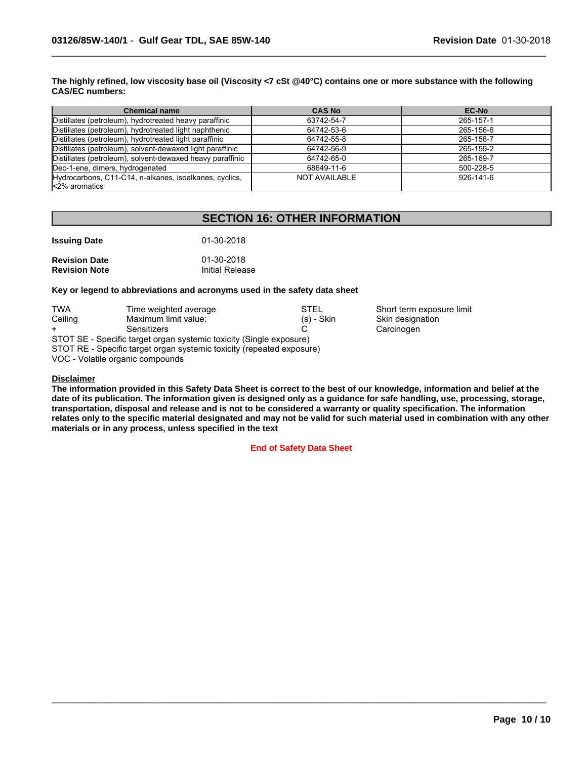**The highly refined, low viscosity base oil (Viscosity <7 cSt @40°C) contains one or more substance with the following CAS/EC numbers:**

| Chemical name | CAS No | EC-No |
|---|---|---|
| Distillates (petroleum), hydrotreated heavy paraffinic | 63742-54-7 | 265-157-1 |
| Distillates (petroleum), hydrotreated light naphthenic | 64742-53-6 | 265-156-6 |
| Distillates (petroleum), hydrotreated light paraffinic | 64742-55-8 | 265-158-7 |
| Distillates (petroleum), solvent-dewaxed light paraffinic | 64742-56-9 | 265-159-2 |
| Distillates (petroleum), solvent-dewaxed heavy paraffinic | 64742-65-0 | 265-169-7 |
| Dec-1-ene, dimers, hydrogenated | 68649-11-6 | 500-228-5 |
| Hydrocarbons, C11-C14, n-alkanes, isoalkanes, cyclics, <2% aromatics | NOT AVAILABLE | 926-141-6 |

## SECTION 16: OTHER INFORMATION

**Issuing Date** 01-30-2018

**Revision Date** 01-30-2018
**Revision Note** Initial Release

**Key or legend to abbreviations and acronyms used in the safety data sheet**

| | | | |
|---|---|---|---|
| TWA | Time weighted average | STEL | Short term exposure limit |
| Ceiling | Maximum limit value: | (s) - Skin | Skin designation |
| + | Sensitizers | C | Carcinogen |

STOT SE - Specific target organ systemic toxicity (Single exposure)
STOT RE - Specific target organ systemic toxicity (repeated exposure)
VOC - Volatile organic compounds

**Disclaimer**

**The information provided in this Safety Data Sheet is correct to the best of our knowledge, information and belief at the date of its publication. The information given is designed only as a guidance for safe handling, use, processing, storage, transportation, disposal and release and is not to be considered a warranty or quality specification. The information relates only to the specific material designated and may not be valid for such material used in combination with any other materials or in any process, unless specified in the text**

**End of Safety Data Sheet**